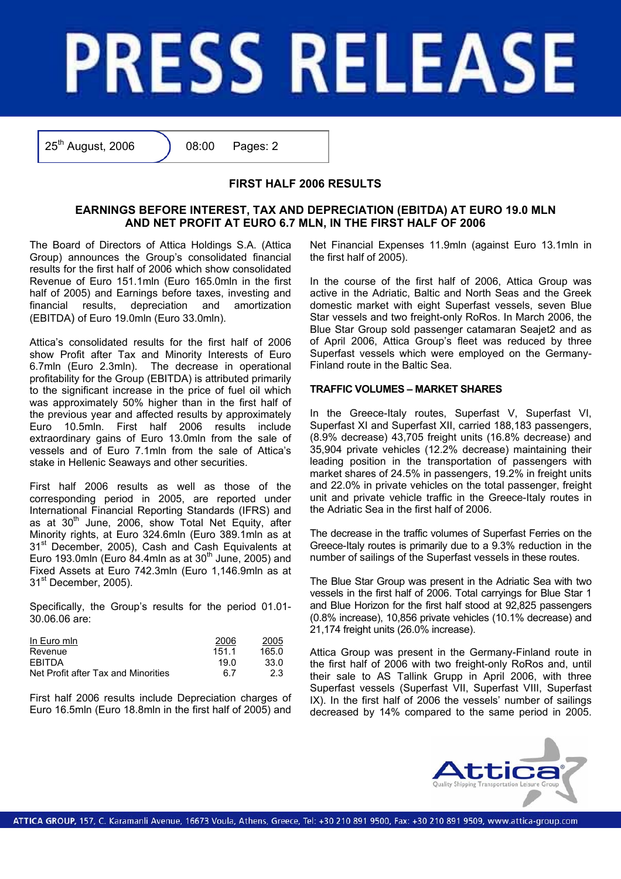# PRESS RELEASE

25th August, 2006 | 08:00 | Pages: 2

## FIRST HALF 2006 RESULTS

### EARNINGS BEFORE INTEREST, TAX AND DEPRECIATION (EBITDA) AT EURO 19.0 MLN AND NET PROFIT AT EURO 6.7 MLN, IN THE FIRST HALF OF 2006

The Board of Directors of Attica Holdings S.A. (Attica Group) announces the Group's consolidated financial results for the first half of 2006 which show consolidated Revenue of Euro 151.1mln (Euro 165.0mln in the first half of 2005) and Earnings before taxes, investing and financial results, depreciation and amortization (EBITDA) of Euro 19.0mln (Euro 33.0mln).

Attica's consolidated results for the first half of 2006 show Profit after Tax and Minority Interests of Euro 6.7mln (Euro 2.3mln). The decrease in operational profitability for the Group (EBITDA) is attributed primarily to the significant increase in the price of fuel oil which was approximately 50% higher than in the first half of the previous year and affected results by approximately Euro 10.5mln. First half 2006 results include extraordinary gains of Euro 13.0mln from the sale of vessels and of Euro 7.1mln from the sale of Attica's stake in Hellenic Seaways and other securities.

First half 2006 results as well as those of the corresponding period in 2005, are reported under International Financial Reporting Standards (IFRS) and as at 30th June, 2006, show Total Net Equity, after Minority rights, at Euro 324.6mln (Euro 389.1mln as at 31st December, 2005), Cash and Cash Equivalents at Euro 193.0mln (Euro 84.4mln as at 30th June, 2005) and Fixed Assets at Euro 742.3mln (Euro 1,146.9mln as at 31st December, 2005).

Specifically, the Group's results for the period 01.01-30.06.06 are:

| In Euro mln | 2006 | 2005 |
|---|---|---|
| Revenue | 151.1 | 165.0 |
| EBITDA | 19.0 | 33.0 |
| Net Profit after Tax and Minorities | 6.7 | 2.3 |

First half 2006 results include Depreciation charges of Euro 16.5mln (Euro 18.8mln in the first half of 2005) and Net Financial Expenses 11.9mln (against Euro 13.1mln in the first half of 2005).

In the course of the first half of 2006, Attica Group was active in the Adriatic, Baltic and North Seas and the Greek domestic market with eight Superfast vessels, seven Blue Star vessels and two freight-only RoRos. In March 2006, the Blue Star Group sold passenger catamaran Seajet2 and as of April 2006, Attica Group's fleet was reduced by three Superfast vessels which were employed on the Germany-Finland route in the Baltic Sea.

**TRAFFIC VOLUMES – MARKET SHARES**

In the Greece-Italy routes, Superfast V, Superfast VI, Superfast XI and Superfast XII, carried 188,183 passengers, (8.9% decrease) 43,705 freight units (16.8% decrease) and 35,904 private vehicles (12.2% decrease) maintaining their leading position in the transportation of passengers with market shares of 24.5% in passengers, 19.2% in freight units and 22.0% in private vehicles on the total passenger, freight unit and private vehicle traffic in the Greece-Italy routes in the Adriatic Sea in the first half of 2006.

The decrease in the traffic volumes of Superfast Ferries on the Greece-Italy routes is primarily due to a 9.3% reduction in the number of sailings of the Superfast vessels in these routes.

The Blue Star Group was present in the Adriatic Sea with two vessels in the first half of 2006. Total carryings for Blue Star 1 and Blue Horizon for the first half stood at 92,825 passengers (0.8% increase), 10,856 private vehicles (10.1% decrease) and 21,174 freight units (26.0% increase).

Attica Group was present in the Germany-Finland route in the first half of 2006 with two freight-only RoRos and, until their sale to AS Tallink Grupp in April 2006, with three Superfast vessels (Superfast VII, Superfast VIII, Superfast IX). In the first half of 2006 the vessels' number of sailings decreased by 14% compared to the same period in 2005.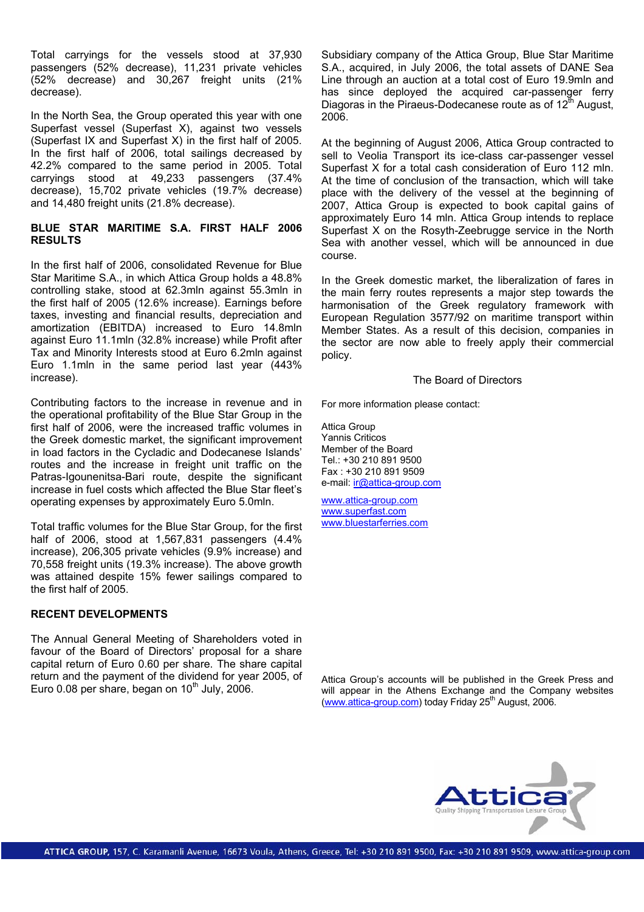Total carryings for the vessels stood at 37,930 passengers (52% decrease), 11,231 private vehicles (52% decrease) and 30,267 freight units (21% decrease).

In the North Sea, the Group operated this year with one Superfast vessel (Superfast X), against two vessels (Superfast IX and Superfast X) in the first half of 2005. In the first half of 2006, total sailings decreased by 42.2% compared to the same period in 2005. Total carryings stood at 49,233 passengers (37.4% decrease), 15,702 private vehicles (19.7% decrease) and 14,480 freight units (21.8% decrease).

## BLUE STAR MARITIME S.A. FIRST HALF 2006 RESULTS

In the first half of 2006, consolidated Revenue for Blue Star Maritime S.A., in which Attica Group holds a 48.8% controlling stake, stood at 62.3mln against 55.3mln in the first half of 2005 (12.6% increase). Earnings before taxes, investing and financial results, depreciation and amortization (EBITDA) increased to Euro 14.8mln against Euro 11.1mln (32.8% increase) while Profit after Tax and Minority Interests stood at Euro 6.2mln against Euro 1.1mln in the same period last year (443% increase).

Contributing factors to the increase in revenue and in the operational profitability of the Blue Star Group in the first half of 2006, were the increased traffic volumes in the Greek domestic market, the significant improvement in load factors in the Cycladic and Dodecanese Islands' routes and the increase in freight unit traffic on the Patras-Igounenitsa-Bari route, despite the significant increase in fuel costs which affected the Blue Star fleet's operating expenses by approximately Euro 5.0mln.

Total traffic volumes for the Blue Star Group, for the first half of 2006, stood at 1,567,831 passengers (4.4% increase), 206,305 private vehicles (9.9% increase) and 70,558 freight units (19.3% increase). The above growth was attained despite 15% fewer sailings compared to the first half of 2005.

## RECENT DEVELOPMENTS

The Annual General Meeting of Shareholders voted in favour of the Board of Directors' proposal for a share capital return of Euro 0.60 per share. The share capital return and the payment of the dividend for year 2005, of Euro 0.08 per share, began on 10th July, 2006.

Subsidiary company of the Attica Group, Blue Star Maritime S.A., acquired, in July 2006, the total assets of DANE Sea Line through an auction at a total cost of Euro 19.9mln and has since deployed the acquired car-passenger ferry Diagoras in the Piraeus-Dodecanese route as of 12th August, 2006.

At the beginning of August 2006, Attica Group contracted to sell to Veolia Transport its ice-class car-passenger vessel Superfast X for a total cash consideration of Euro 112 mln. At the time of conclusion of the transaction, which will take place with the delivery of the vessel at the beginning of 2007, Attica Group is expected to book capital gains of approximately Euro 14 mln. Attica Group intends to replace Superfast X on the Rosyth-Zeebrugge service in the North Sea with another vessel, which will be announced in due course.

In the Greek domestic market, the liberalization of fares in the main ferry routes represents a major step towards the harmonisation of the Greek regulatory framework with European Regulation 3577/92 on maritime transport within Member States. As a result of this decision, companies in the sector are now able to freely apply their commercial policy.

The Board of Directors

For more information please contact:

Attica Group
Yannis Criticos
Member of the Board
Tel.: +30 210 891 9500
Fax : +30 210 891 9509
e-mail: ir@attica-group.com

www.attica-group.com
www.superfast.com
www.bluestarferries.com

Attica Group's accounts will be published in the Greek Press and will appear in the Athens Exchange and the Company websites (www.attica-group.com) today Friday 25th August, 2006.